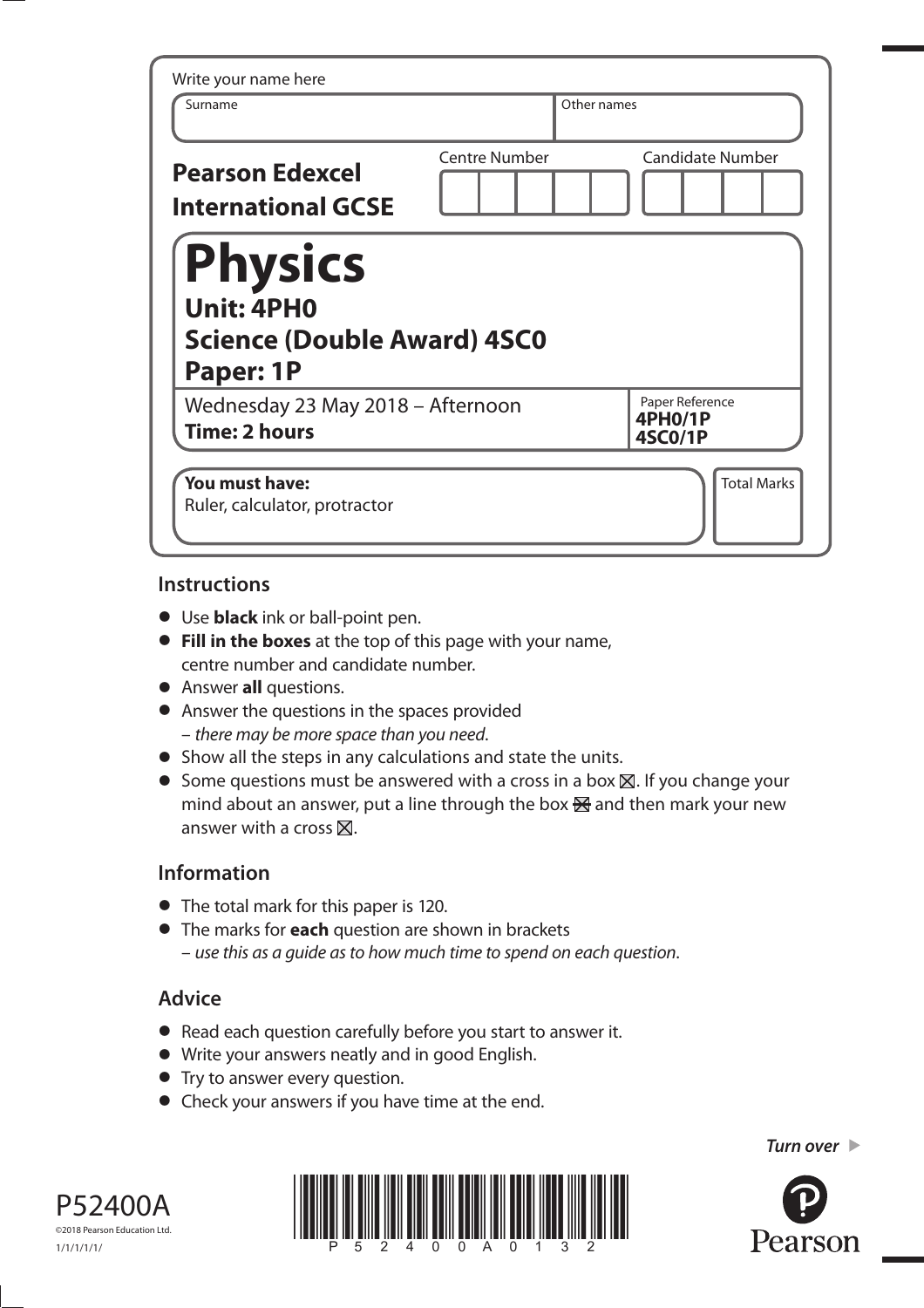Write your name here

| Surname | Other names |
|---|---|
| | |

**Pearson Edexcel International GCSE**

| Centre Number | Candidate Number |
|---|---|
| | |

# Physics

## Unit: 4PH0
## Science (Double Award) 4SC0
## Paper: 1P

Wednesday 23 May 2018 – Afternoon
**Time: 2 hours**

Paper Reference
**4PH0/1P**
**4SC0/1P**

**You must have:**
Ruler, calculator, protractor

Total Marks

## Instructions

- Use **black** ink or ball-point pen.
- **Fill in the boxes** at the top of this page with your name, centre number and candidate number.
- Answer **all** questions.
- Answer the questions in the spaces provided – *there may be more space than you need*.
- Show all the steps in any calculations and state the units.
- Some questions must be answered with a cross in a box ☒. If you change your mind about an answer, put a line through the box ☒ and then mark your new answer with a cross ☒.

## Information

- The total mark for this paper is 120.
- The marks for **each** question are shown in brackets – *use this as a guide as to how much time to spend on each question*.

## Advice

- Read each question carefully before you start to answer it.
- Write your answers neatly and in good English.
- Try to answer every question.
- Check your answers if you have time at the end.

*Turn over* ▶

P52400A
©2018 Pearson Education Ltd.
1/1/1/1/1/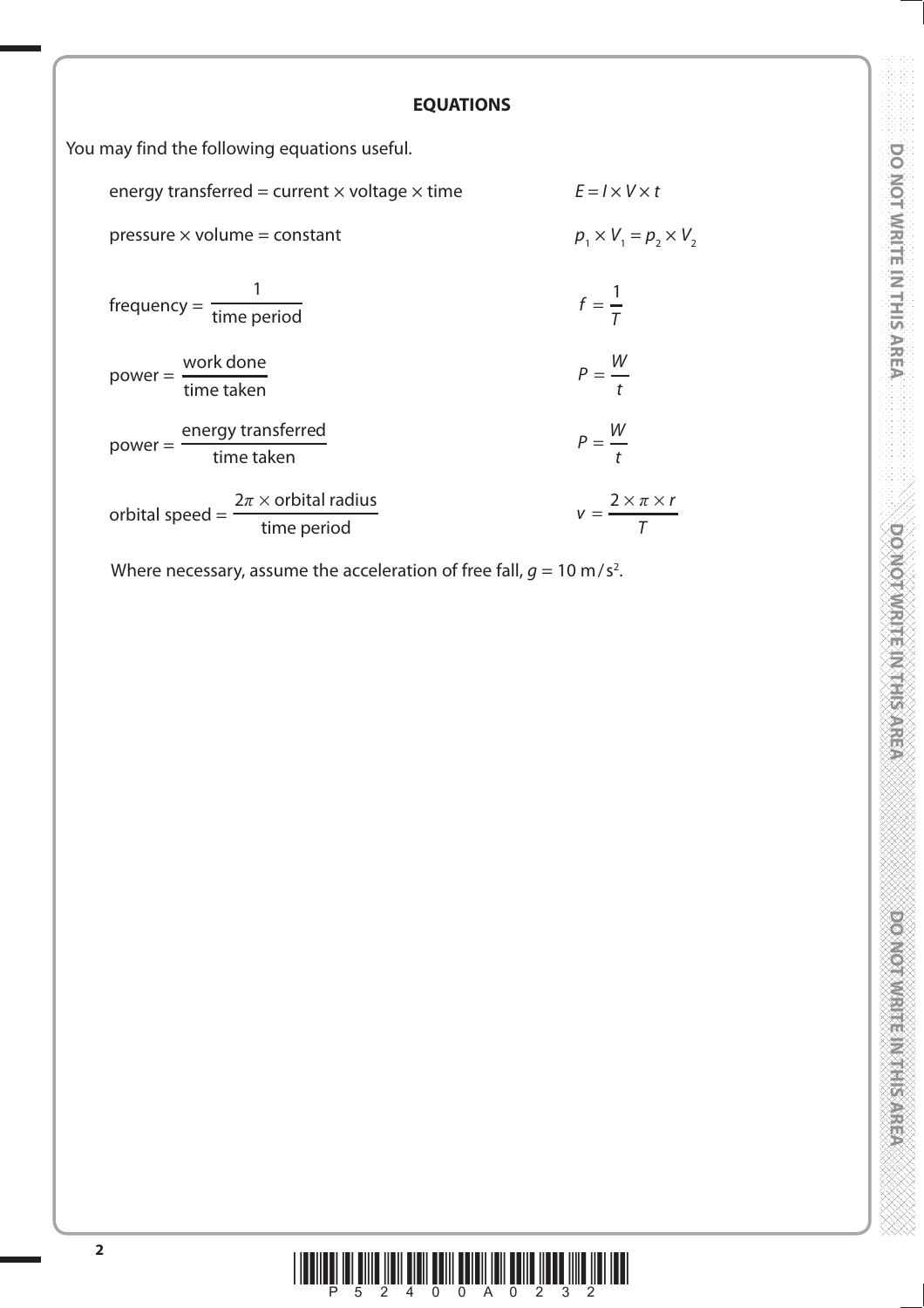## EQUATIONS

You may find the following equations useful.

| | |
|---|---|
| energy transferred = current × voltage × time | $E = I \times V \times t$ |
| pressure × volume = constant | $p_1 \times V_1 = p_2 \times V_2$ |
| frequency = $\frac{1}{\text{time period}}$ | $f = \frac{1}{T}$ |
| power = $\frac{\text{work done}}{\text{time taken}}$ | $P = \frac{W}{t}$ |
| power = $\frac{\text{energy transferred}}{\text{time taken}}$ | $P = \frac{W}{t}$ |
| orbital speed = $\frac{2\pi \times \text{orbital radius}}{\text{time period}}$ | $v = \frac{2 \times \pi \times r}{T}$ |

Where necessary, assume the acceleration of free fall, $g = 10\ \text{m/s}^2$.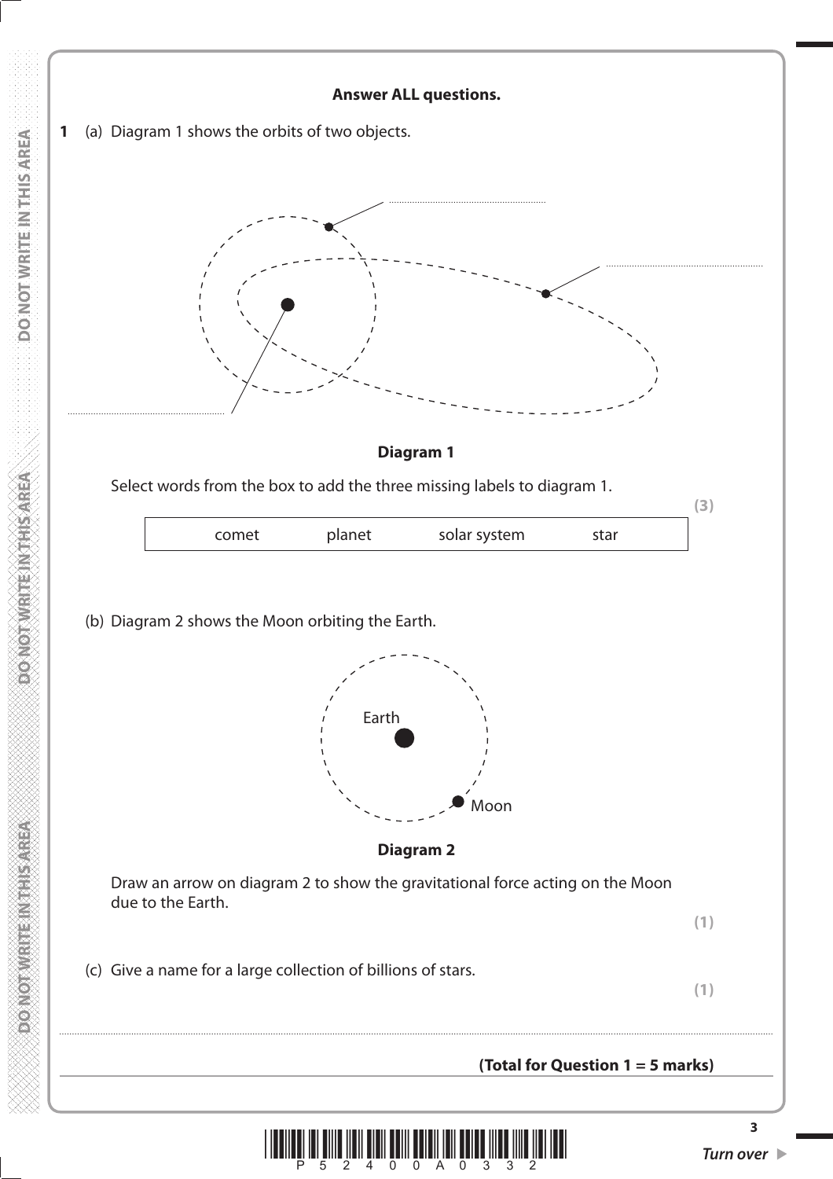**Answer ALL questions.**

**1** (a) Diagram 1 shows the orbits of two objects.

..........................................................

..........................................................

..........................................................

**Diagram 1**

Select words from the box to add the three missing labels to diagram 1.

**(3)**

| comet | planet | solar system | star |
|---|---|---|---|

(b) Diagram 2 shows the Moon orbiting the Earth.

Earth

Moon

**Diagram 2**

Draw an arrow on diagram 2 to show the gravitational force acting on the Moon due to the Earth.

**(1)**

(c) Give a name for a large collection of billions of stars.

**(1)**

..........................................................................................................................................................................................................

**(Total for Question 1 = 5 marks)**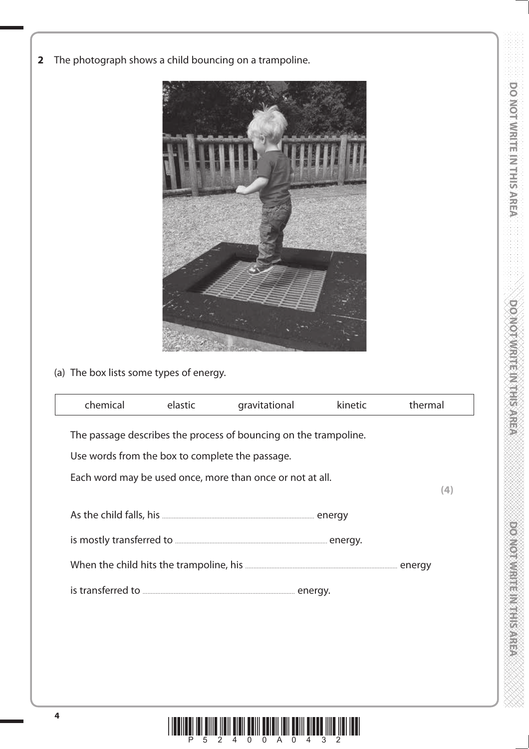**2** The photograph shows a child bouncing on a trampoline.

(a) The box lists some types of energy.

| chemical | elastic | gravitational | kinetic | thermal |
|---|---|---|---|---|

The passage describes the process of bouncing on the trampoline.

Use words from the box to complete the passage.

Each word may be used once, more than once or not at all.

**(4)**

As the child falls, his .................................................... energy

is mostly transferred to .................................................... energy.

When the child hits the trampoline, his .................................................... energy

is transferred to .................................................... energy.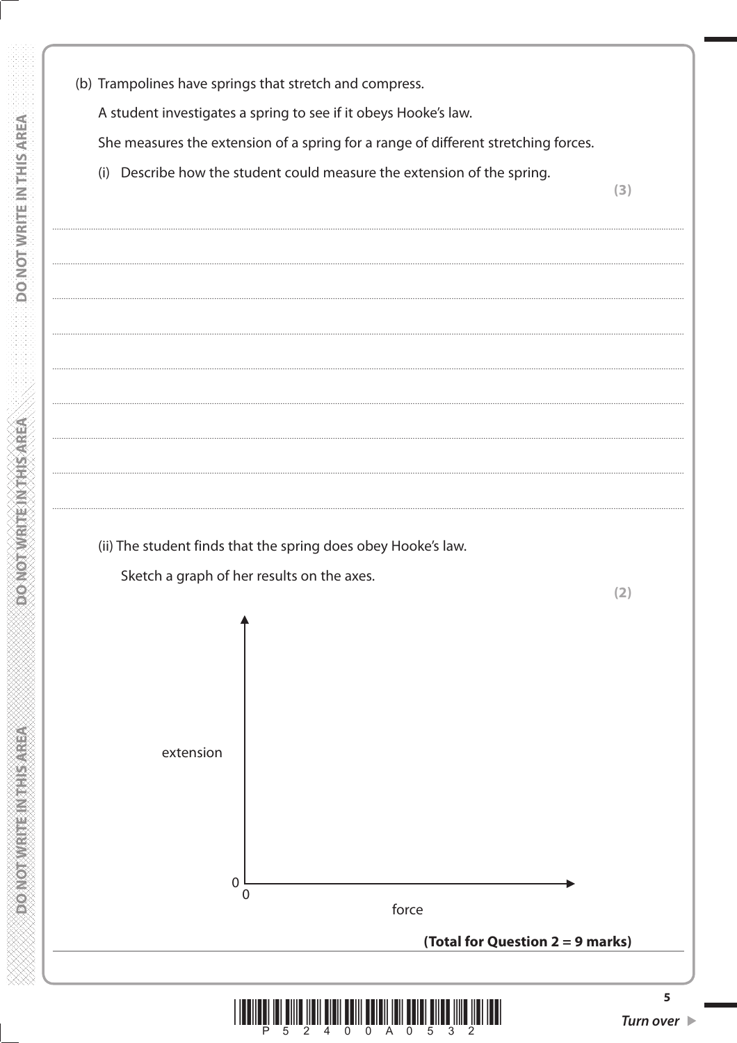(b) Trampolines have springs that stretch and compress.

A student investigates a spring to see if it obeys Hooke's law.

She measures the extension of a spring for a range of different stretching forces.

(i) Describe how the student could measure the extension of the spring.

**(3)**

..................................................................................................................................................

..................................................................................................................................................

..................................................................................................................................................

..................................................................................................................................................

..................................................................................................................................................

..................................................................................................................................................

..................................................................................................................................................

..................................................................................................................................................

(ii) The student finds that the spring does obey Hooke's law.

Sketch a graph of her results on the axes.

**(2)**

extension

0

0 force

**(Total for Question 2 = 9 marks)**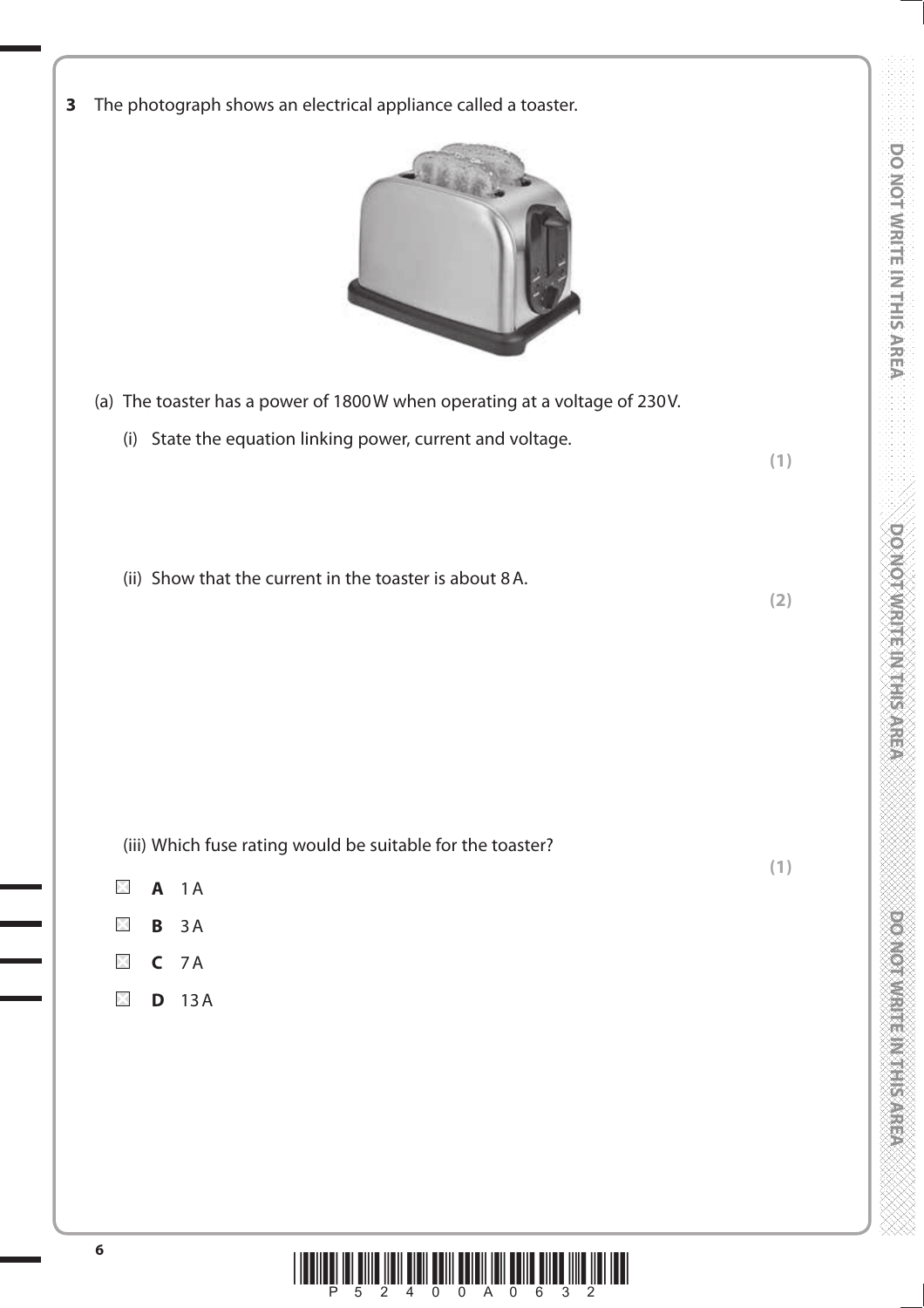**3** The photograph shows an electrical appliance called a toaster.

(a) The toaster has a power of 1800 W when operating at a voltage of 230 V.

(i) State the equation linking power, current and voltage. **(1)**

(ii) Show that the current in the toaster is about 8 A. **(2)**

(iii) Which fuse rating would be suitable for the toaster? **(1)**

- **A** 1 A
- **B** 3 A
- **C** 7 A
- **D** 13 A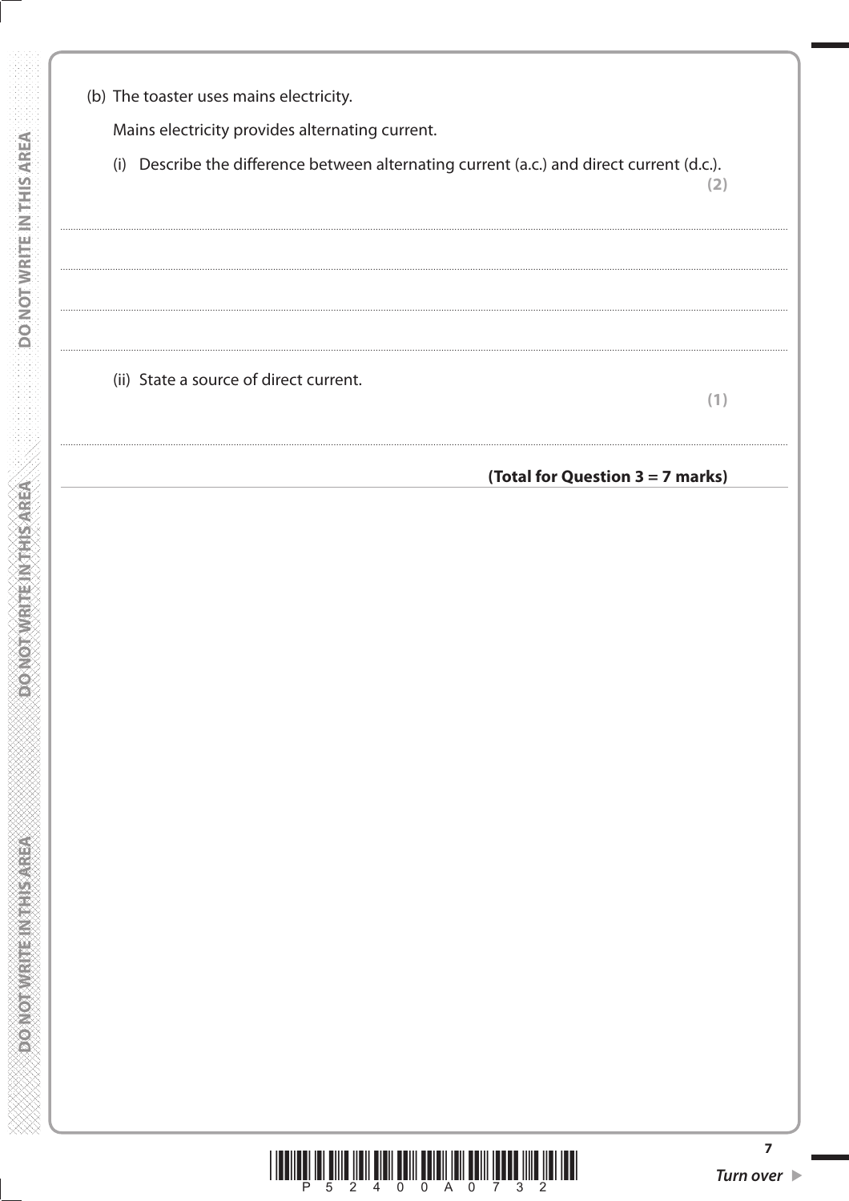(b) The toaster uses mains electricity.

Mains electricity provides alternating current.

(i) Describe the difference between alternating current (a.c.) and direct current (d.c.).

**(2)**

..........................................................................................................................................

..........................................................................................................................................

..........................................................................................................................................

..........................................................................................................................................

(ii) State a source of direct current.

**(1)**

..........................................................................................................................................

**(Total for Question 3 = 7 marks)**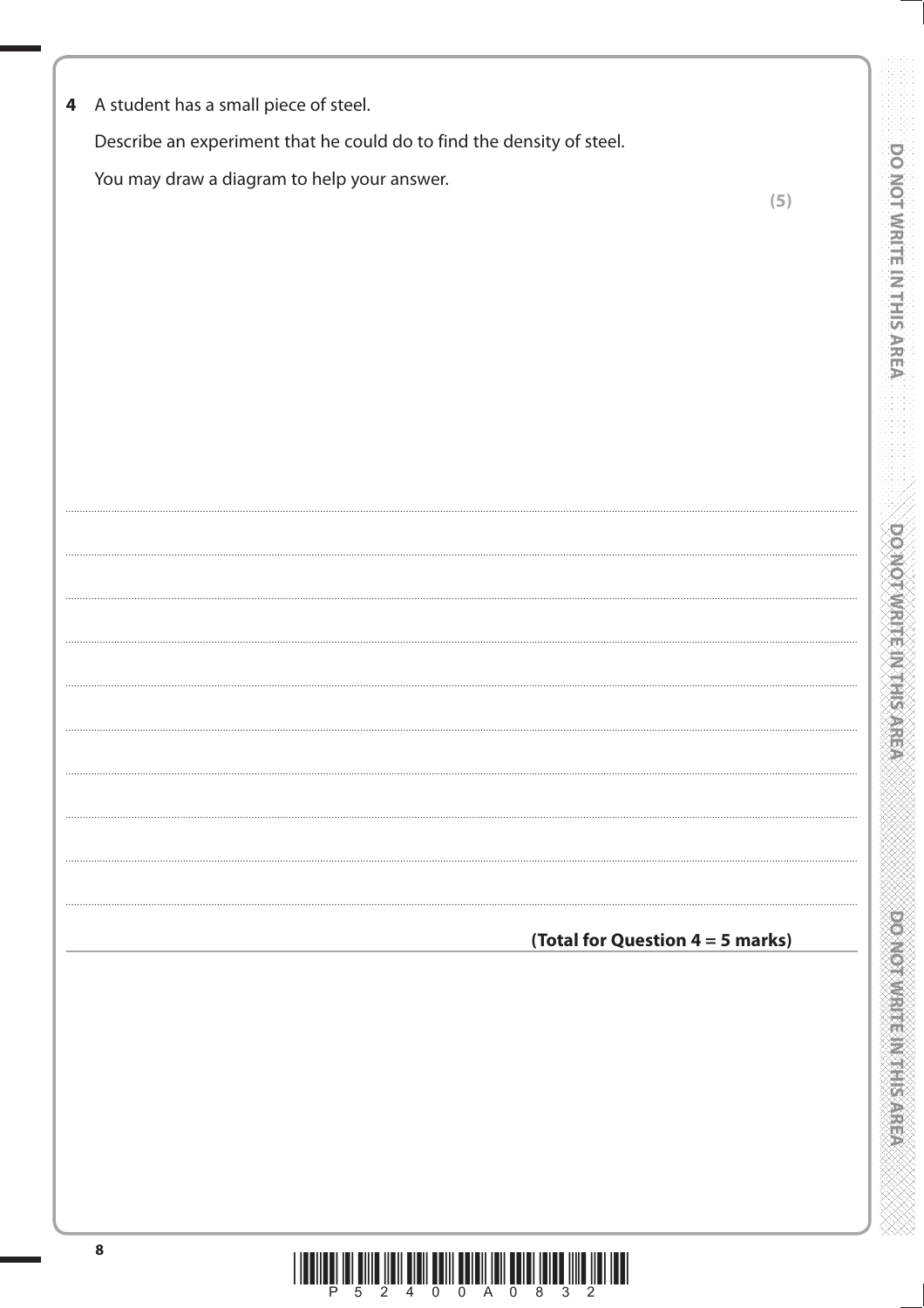**4** A student has a small piece of steel.

Describe an experiment that he could do to find the density of steel.

You may draw a diagram to help your answer.

**(5)**

**(Total for Question 4 = 5 marks)**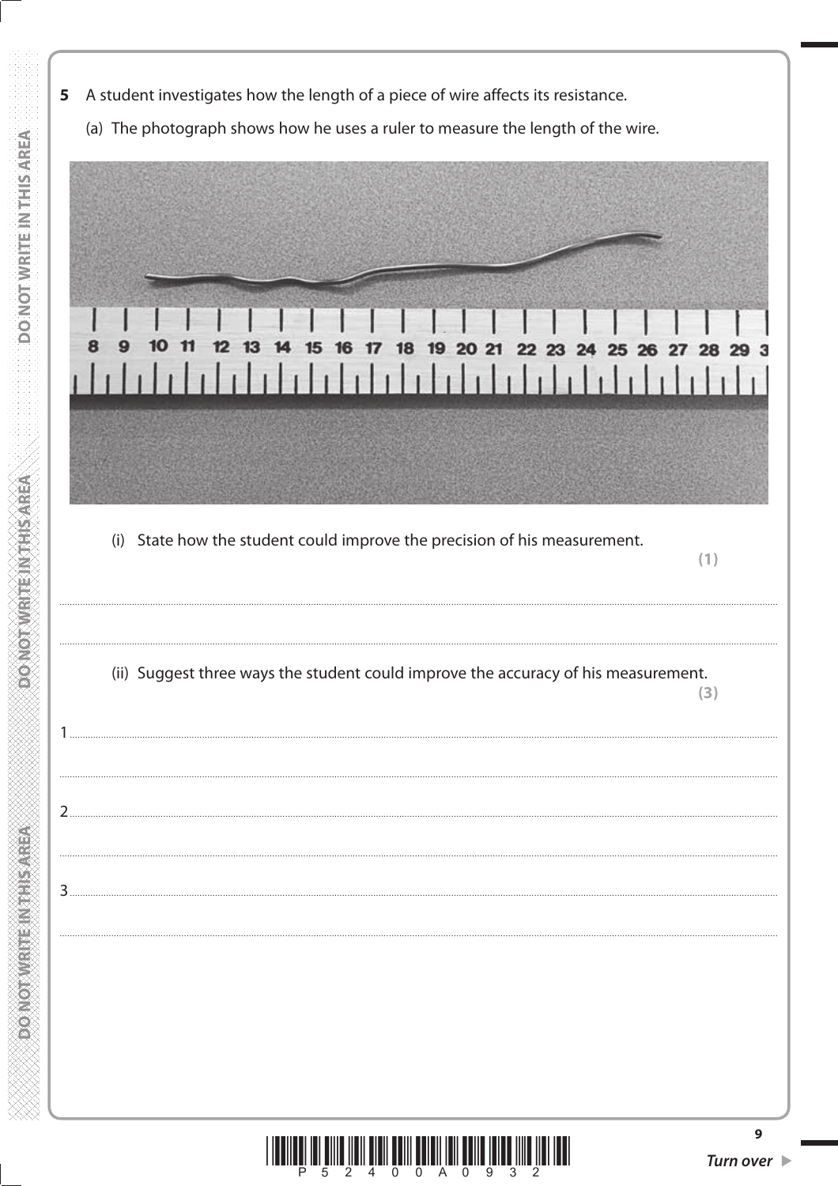**5** A student investigates how the length of a piece of wire affects its resistance.

(a) The photograph shows how he uses a ruler to measure the length of the wire.

(i) State how the student could improve the precision of his measurement. **(1)**

.......................................................................................................................................................................

.......................................................................................................................................................................

(ii) Suggest three ways the student could improve the accuracy of his measurement. **(3)**

1 .....................................................................................................................................................................

.......................................................................................................................................................................

2 .....................................................................................................................................................................

.......................................................................................................................................................................

3 .....................................................................................................................................................................

.......................................................................................................................................................................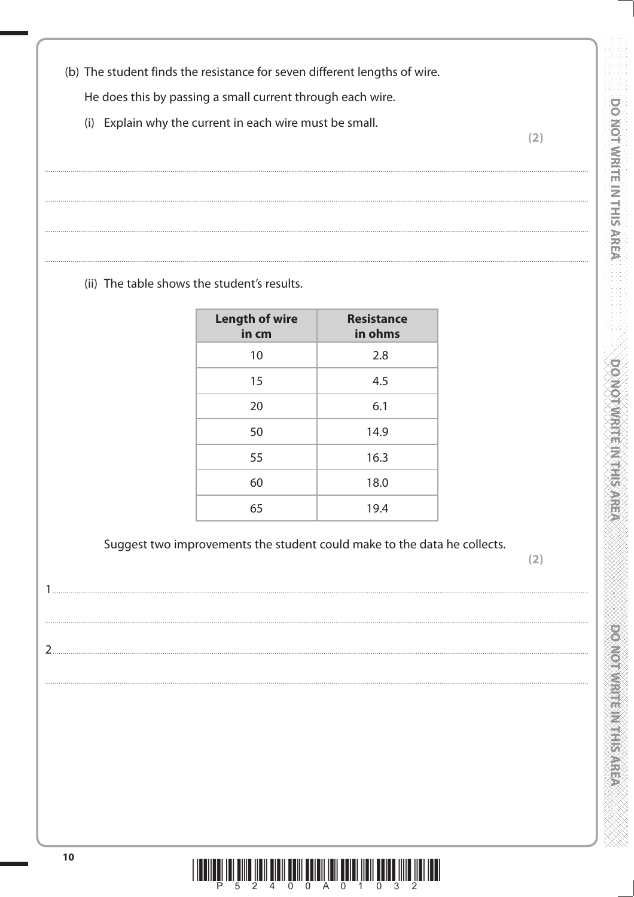(b) The student finds the resistance for seven different lengths of wire.

He does this by passing a small current through each wire.

(i) Explain why the current in each wire must be small.

**(2)**

..................................................................................................................................................................................................................

..................................................................................................................................................................................................................

..................................................................................................................................................................................................................

..................................................................................................................................................................................................................

(ii) The table shows the student's results.

| Length of wire in cm | Resistance in ohms |
|---|---|
| 10 | 2.8 |
| 15 | 4.5 |
| 20 | 6.1 |
| 50 | 14.9 |
| 55 | 16.3 |
| 60 | 18.0 |
| 65 | 19.4 |

Suggest two improvements the student could make to the data he collects.

**(2)**

1 ..................................................................................................................................................................................................................

..................................................................................................................................................................................................................

2 ..................................................................................................................................................................................................................

..................................................................................................................................................................................................................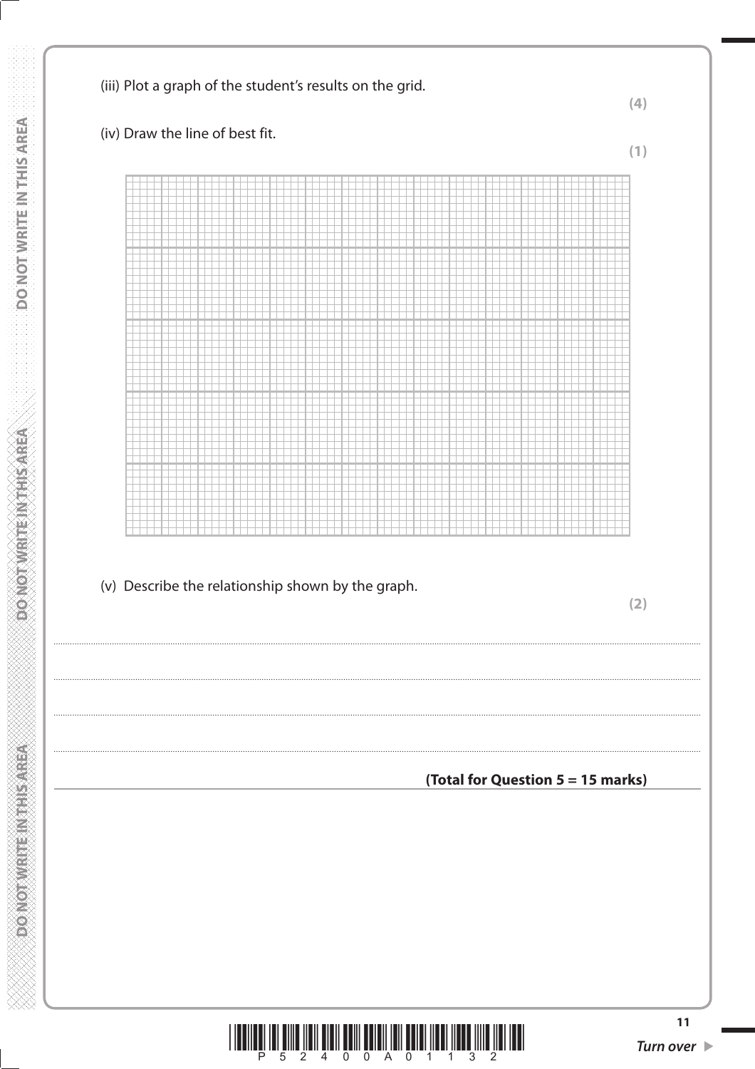(iii) Plot a graph of the student's results on the grid.

**(4)**

(iv) Draw the line of best fit.

**(1)**

(v) Describe the relationship shown by the graph.

**(2)**

.......................................................................................................................................................................................................................

.......................................................................................................................................................................................................................

.......................................................................................................................................................................................................................

.......................................................................................................................................................................................................................

**(Total for Question 5 = 15 marks)**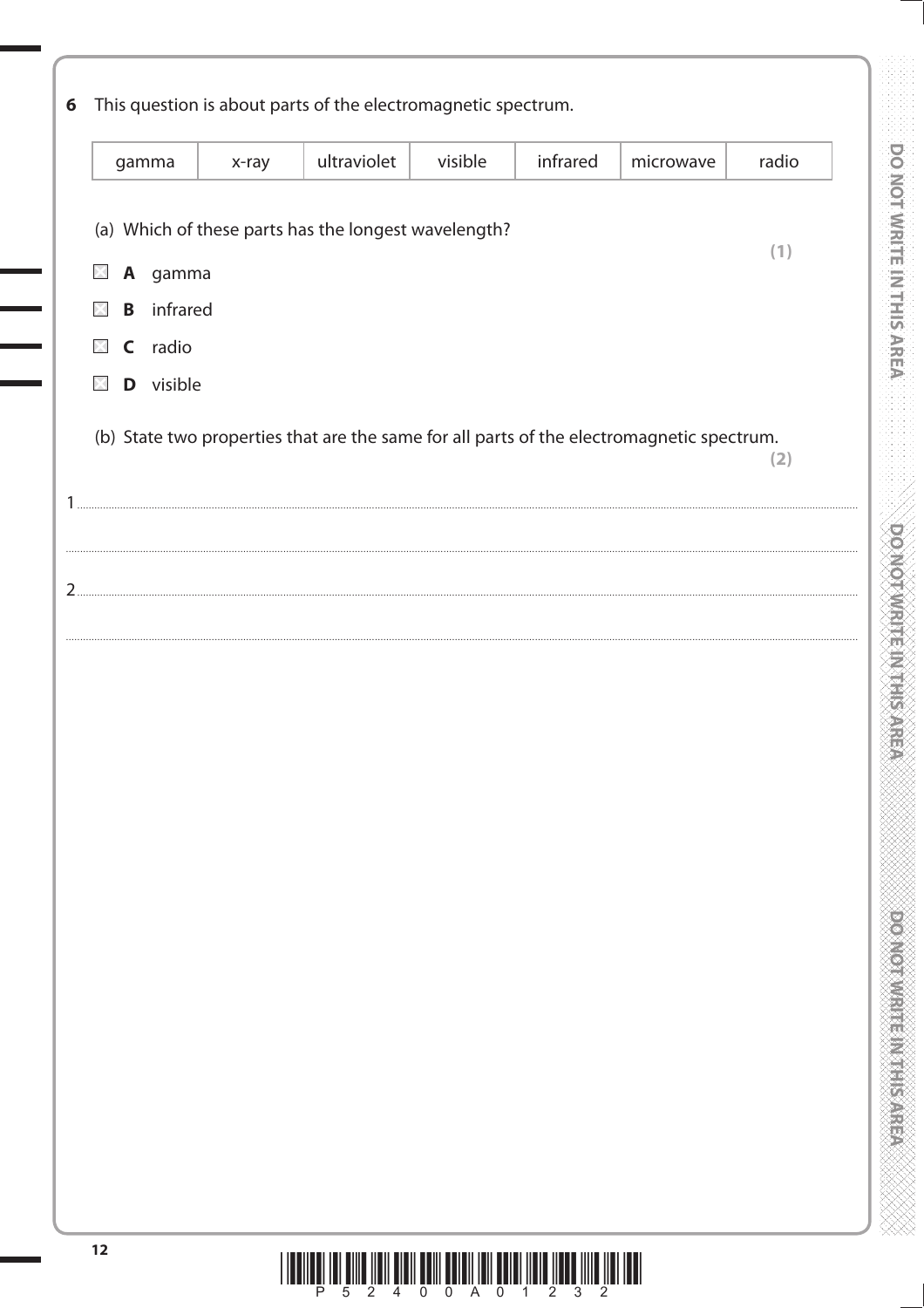**6** This question is about parts of the electromagnetic spectrum.

| gamma | x-ray | ultraviolet | visible | infrared | microwave | radio |
|---|---|---|---|---|---|---|

(a) Which of these parts has the longest wavelength?

**(1)**

- ☒ **A** gamma
- ☒ **B** infrared
- ☒ **C** radio
- ☒ **D** visible

(b) State two properties that are the same for all parts of the electromagnetic spectrum.

**(2)**

1 ..............................................................................................................................................................................

..............................................................................................................................................................................

2 ..............................................................................................................................................................................

..............................................................................................................................................................................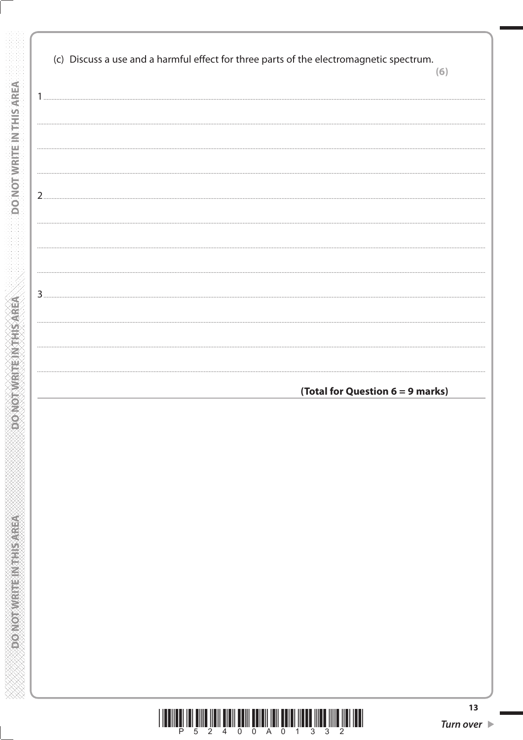(c) Discuss a use and a harmful effect for three parts of the electromagnetic spectrum.

**(6)**

1 ...........................................................................................................................................................

...........................................................................................................................................................

...........................................................................................................................................................

...........................................................................................................................................................

2 ...........................................................................................................................................................

...........................................................................................................................................................

...........................................................................................................................................................

...........................................................................................................................................................

3 ...........................................................................................................................................................

...........................................................................................................................................................

...........................................................................................................................................................

...........................................................................................................................................................

**(Total for Question 6 = 9 marks)**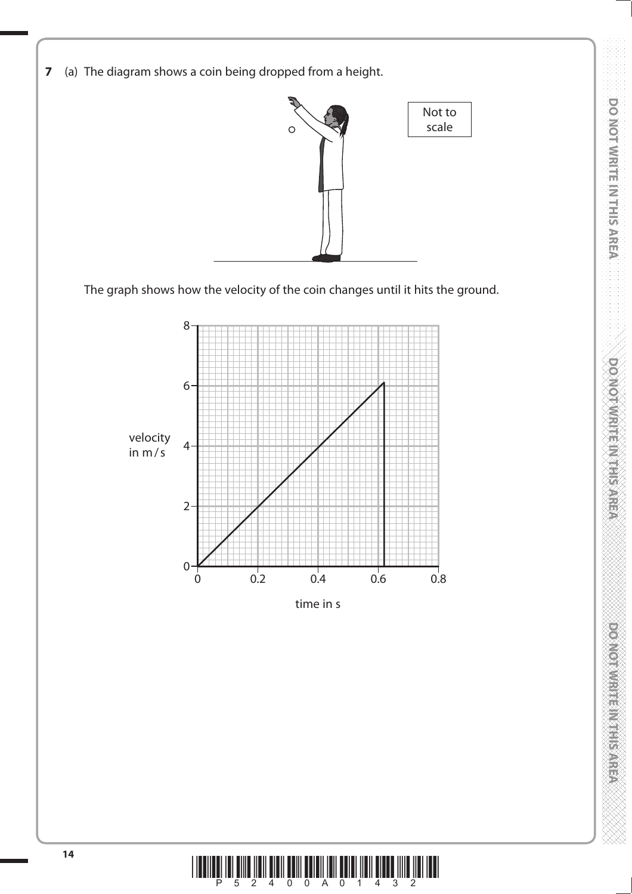**7** (a) The diagram shows a coin being dropped from a height.

Not to scale

The graph shows how the velocity of the coin changes until it hits the ground.

velocity in m/s

time in s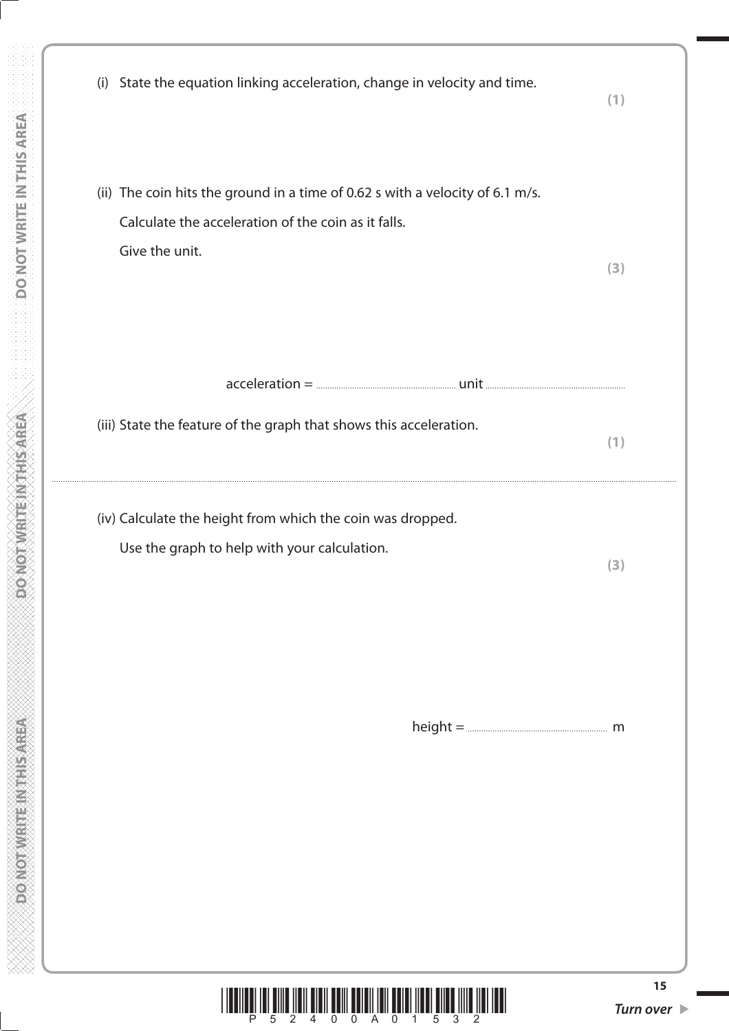(i) State the equation linking acceleration, change in velocity and time.

**(1)**

(ii) The coin hits the ground in a time of 0.62 s with a velocity of 6.1 m/s.

Calculate the acceleration of the coin as it falls.

Give the unit.

**(3)**

acceleration = .................................... unit ....................................

(iii) State the feature of the graph that shows this acceleration.

**(1)**

..........................................................................................................................................................................

(iv) Calculate the height from which the coin was dropped.

Use the graph to help with your calculation.

**(3)**

height = .................................... m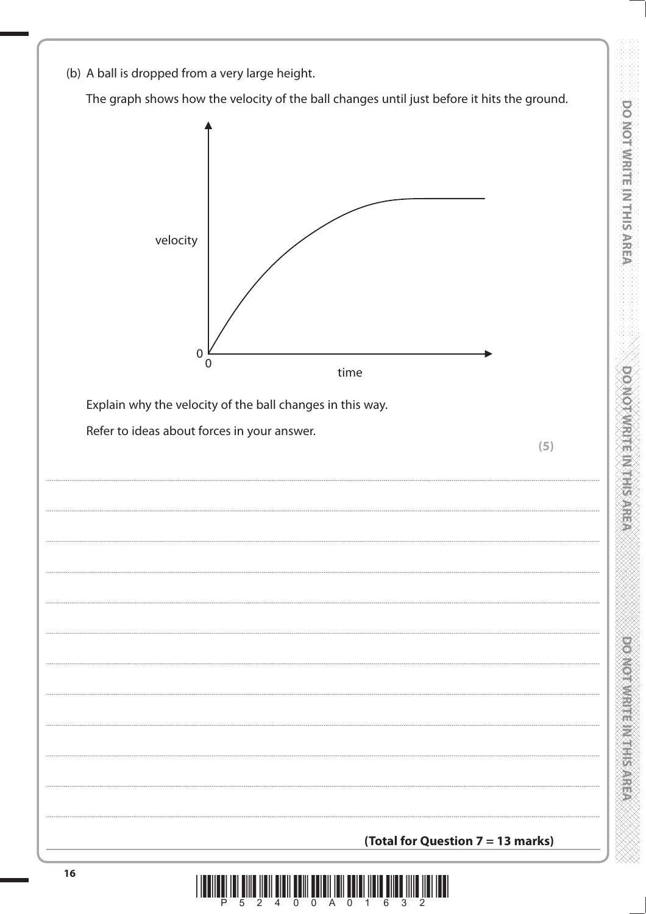(b) A ball is dropped from a very large height.

The graph shows how the velocity of the ball changes until just before it hits the ground.

Explain why the velocity of the ball changes in this way.

Refer to ideas about forces in your answer.

**(5)**

..........................................................................................................................................................................................................

..........................................................................................................................................................................................................

..........................................................................................................................................................................................................

..........................................................................................................................................................................................................

..........................................................................................................................................................................................................

..........................................................................................................................................................................................................

..........................................................................................................................................................................................................

..........................................................................................................................................................................................................

..........................................................................................................................................................................................................

..........................................................................................................................................................................................................

..........................................................................................................................................................................................................

**(Total for Question 7 = 13 marks)**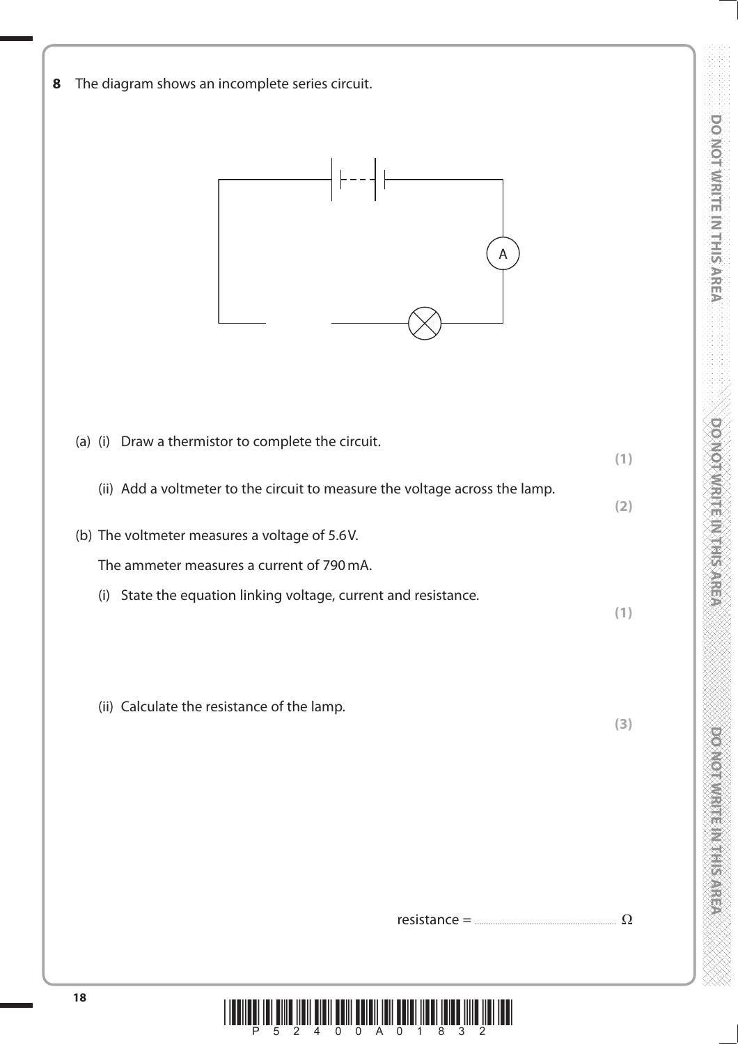**8** The diagram shows an incomplete series circuit.

(a) (i) Draw a thermistor to complete the circuit.

**(1)**

(ii) Add a voltmeter to the circuit to measure the voltage across the lamp.

**(2)**

(b) The voltmeter measures a voltage of 5.6 V.

The ammeter measures a current of 790 mA.

(i) State the equation linking voltage, current and resistance.

**(1)**

(ii) Calculate the resistance of the lamp.

**(3)**

resistance = .............................................. Ω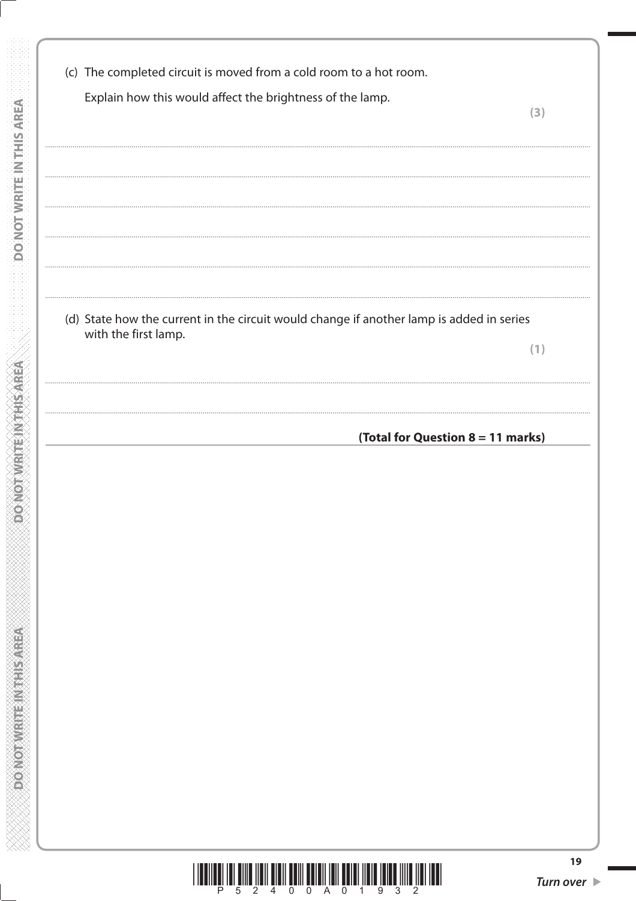(c) The completed circuit is moved from a cold room to a hot room.

Explain how this would affect the brightness of the lamp.

**(3)**

..........................................................................................................................................................................................................................

..........................................................................................................................................................................................................................

..........................................................................................................................................................................................................................

..........................................................................................................................................................................................................................

..........................................................................................................................................................................................................................

..........................................................................................................................................................................................................................

(d) State how the current in the circuit would change if another lamp is added in series with the first lamp.

**(1)**

..........................................................................................................................................................................................................................

..........................................................................................................................................................................................................................

**(Total for Question 8 = 11 marks)**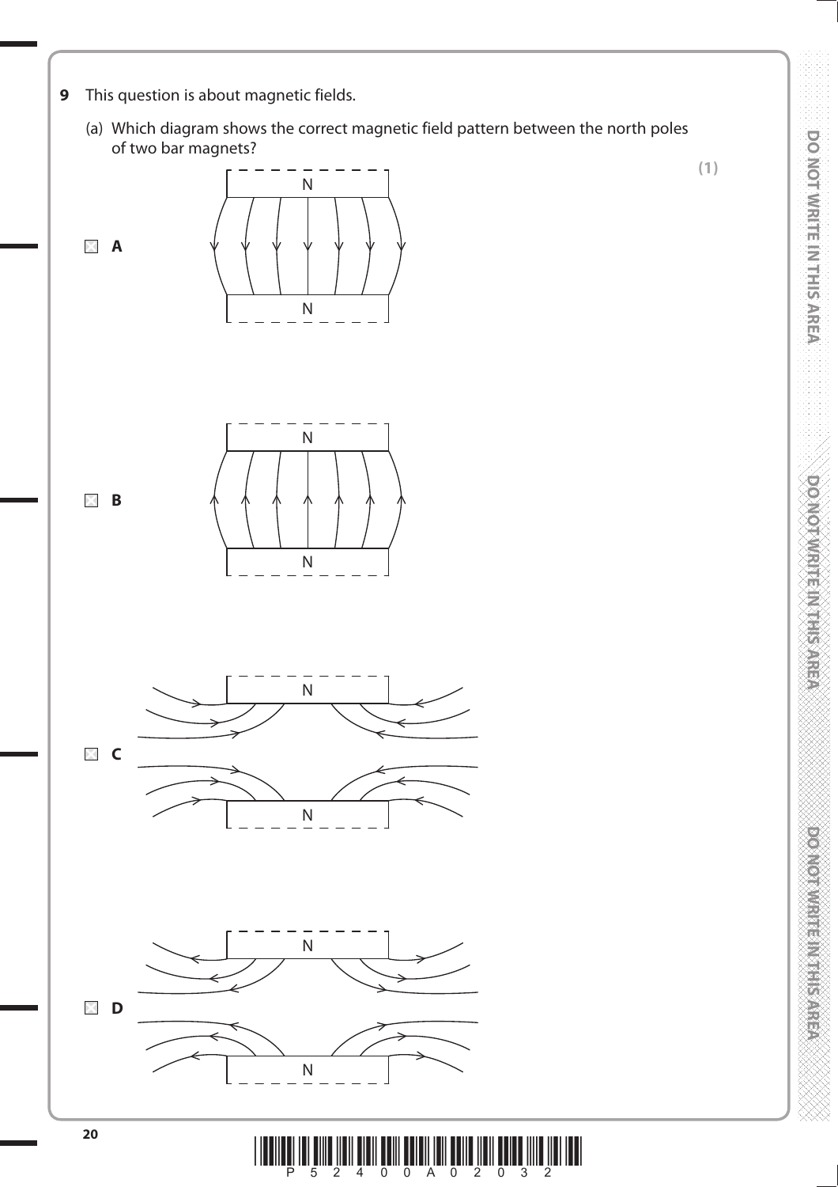**9** This question is about magnetic fields.

(a) Which diagram shows the correct magnetic field pattern between the north poles of two bar magnets?

**(1)**

☒ **A**

N

N

☒ **B**

N

N

☒ **C**

N

N

☒ **D**

N

N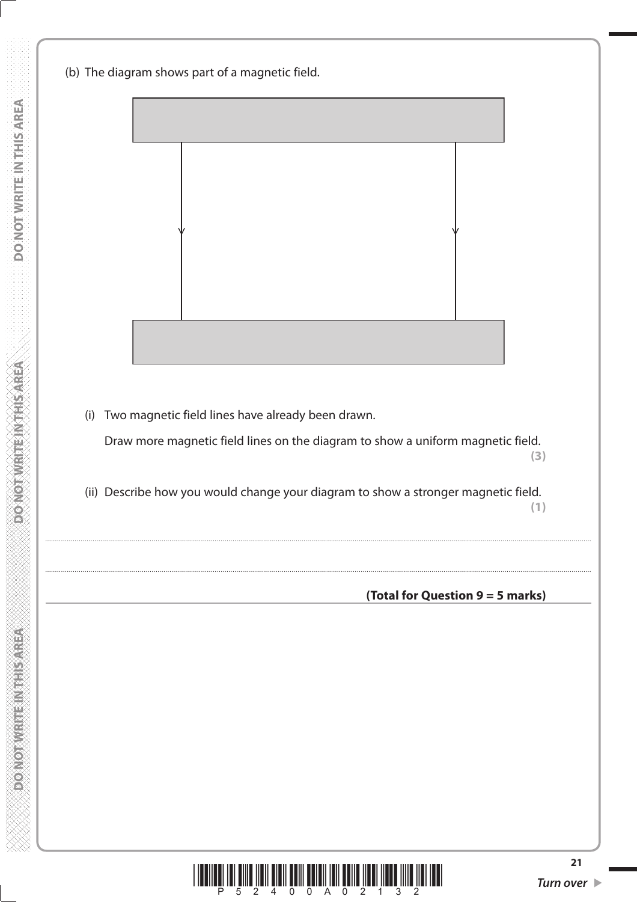(b) The diagram shows part of a magnetic field.

(i) Two magnetic field lines have already been drawn.

Draw more magnetic field lines on the diagram to show a uniform magnetic field.
**(3)**

(ii) Describe how you would change your diagram to show a stronger magnetic field.
**(1)**

.......................................................................................................................................................................................................

.......................................................................................................................................................................................................

**(Total for Question 9 = 5 marks)**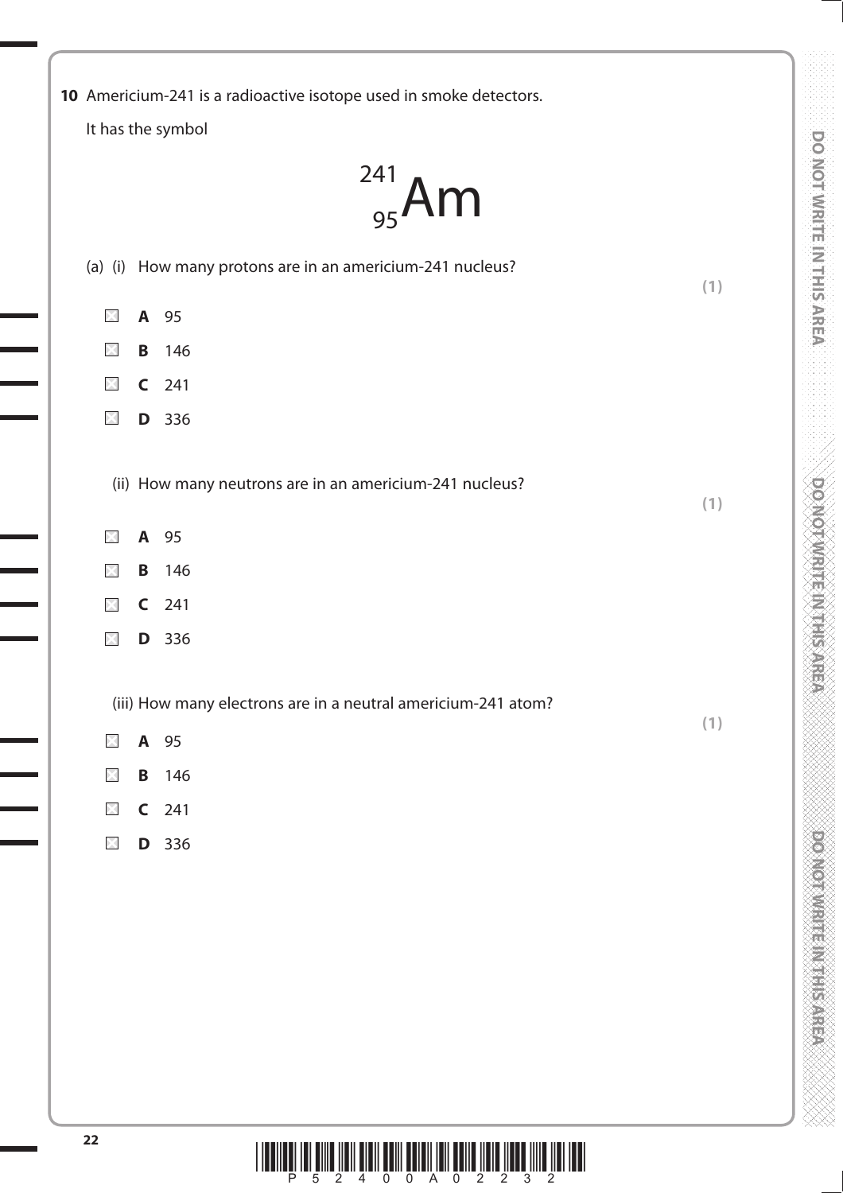**10** Americium-241 is a radioactive isotope used in smoke detectors.

It has the symbol

$$^{241}_{95}\text{Am}$$

(a) (i) How many protons are in an americium-241 nucleus? **(1)**

- ☒ **A** 95
- ☒ **B** 146
- ☒ **C** 241
- ☒ **D** 336

(ii) How many neutrons are in an americium-241 nucleus? **(1)**

- ☒ **A** 95
- ☒ **B** 146
- ☒ **C** 241
- ☒ **D** 336

(iii) How many electrons are in a neutral americium-241 atom? **(1)**

- ☒ **A** 95
- ☒ **B** 146
- ☒ **C** 241
- ☒ **D** 336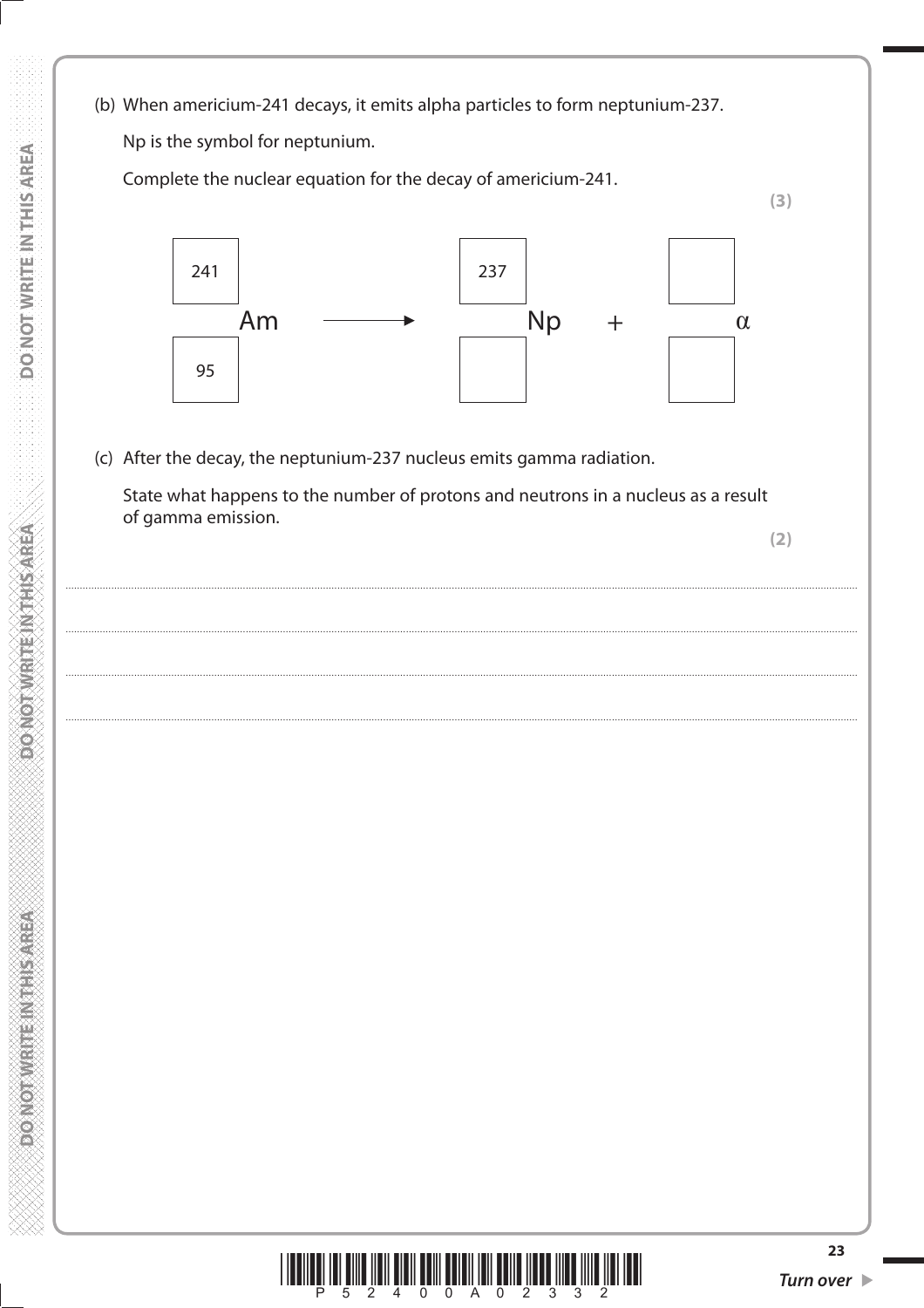(b) When americium-241 decays, it emits alpha particles to form neptunium-237.

Np is the symbol for neptunium.

Complete the nuclear equation for the decay of americium-241.

**(3)**

$$^{241}_{95}\text{Am} \longrightarrow \, ^{237}_{\square}\text{Np} + \, ^{\square}_{\square}\alpha$$

(c) After the decay, the neptunium-237 nucleus emits gamma radiation.

State what happens to the number of protons and neutrons in a nucleus as a result of gamma emission.

**(2)**

........................................................................................................................................................................................................

........................................................................................................................................................................................................

........................................................................................................................................................................................................

........................................................................................................................................................................................................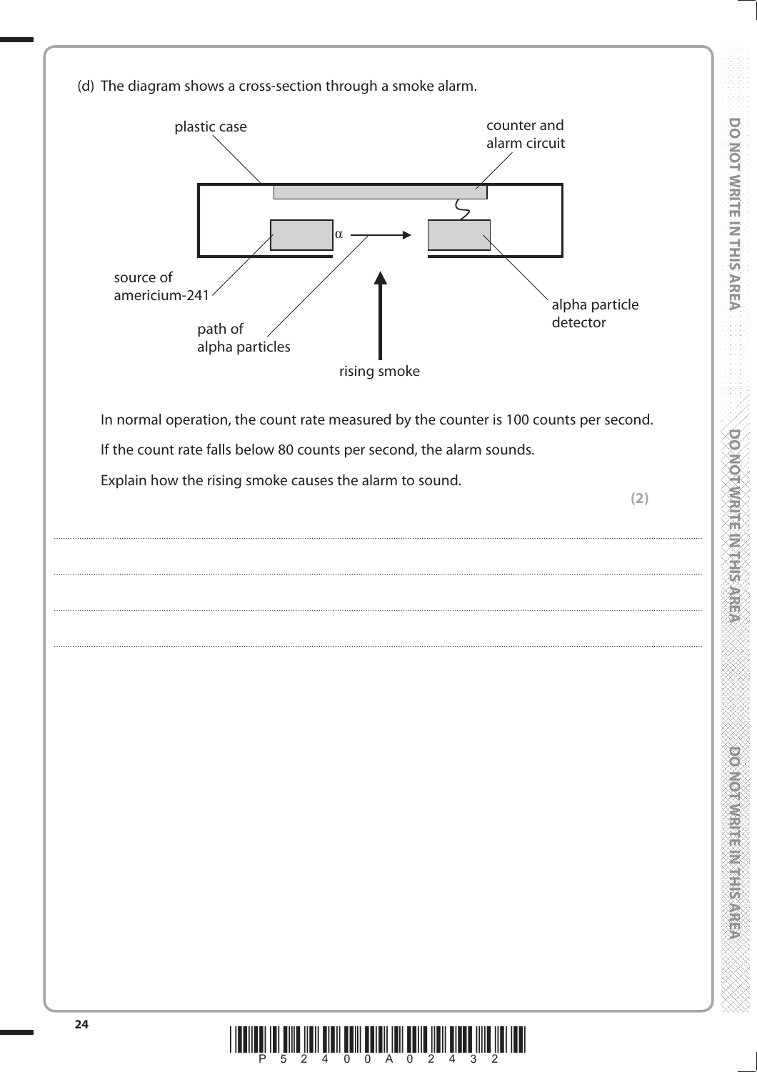(d) The diagram shows a cross-section through a smoke alarm.

plastic case

counter and alarm circuit

source of americium-241

$\alpha$

path of alpha particles

alpha particle detector

rising smoke

In normal operation, the count rate measured by the counter is 100 counts per second.

If the count rate falls below 80 counts per second, the alarm sounds.

Explain how the rising smoke causes the alarm to sound.

**(2)**

..............................................................................................................................................................................

..............................................................................................................................................................................

..............................................................................................................................................................................

..............................................................................................................................................................................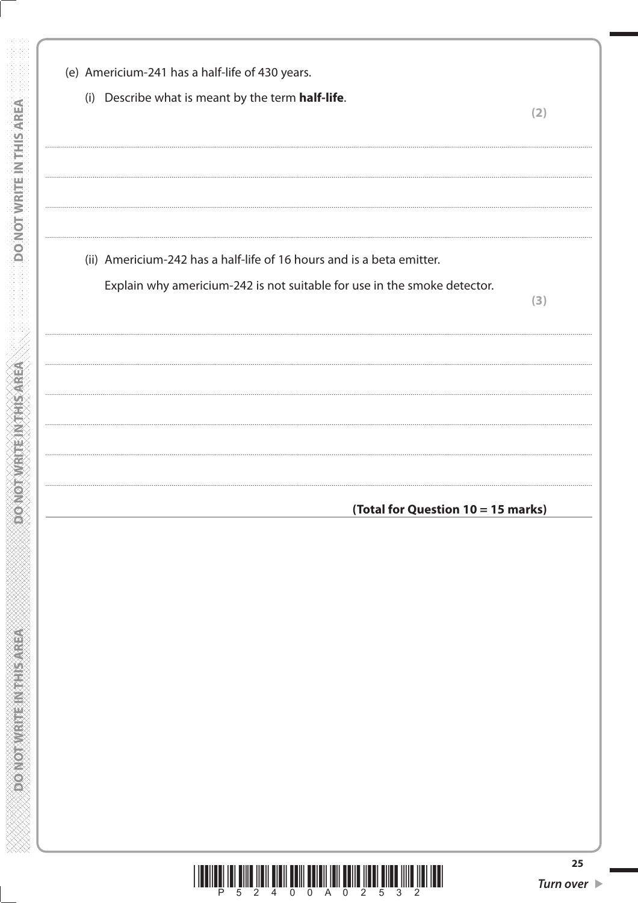(e) Americium-241 has a half-life of 430 years.

(i) Describe what is meant by the term **half-life**.

**(2)**

..............................................................................................................................................

..............................................................................................................................................

..............................................................................................................................................

..............................................................................................................................................

(ii) Americium-242 has a half-life of 16 hours and is a beta emitter.

Explain why americium-242 is not suitable for use in the smoke detector.

**(3)**

..............................................................................................................................................

..............................................................................................................................................

..............................................................................................................................................

..............................................................................................................................................

..............................................................................................................................................

..............................................................................................................................................

**(Total for Question 10 = 15 marks)**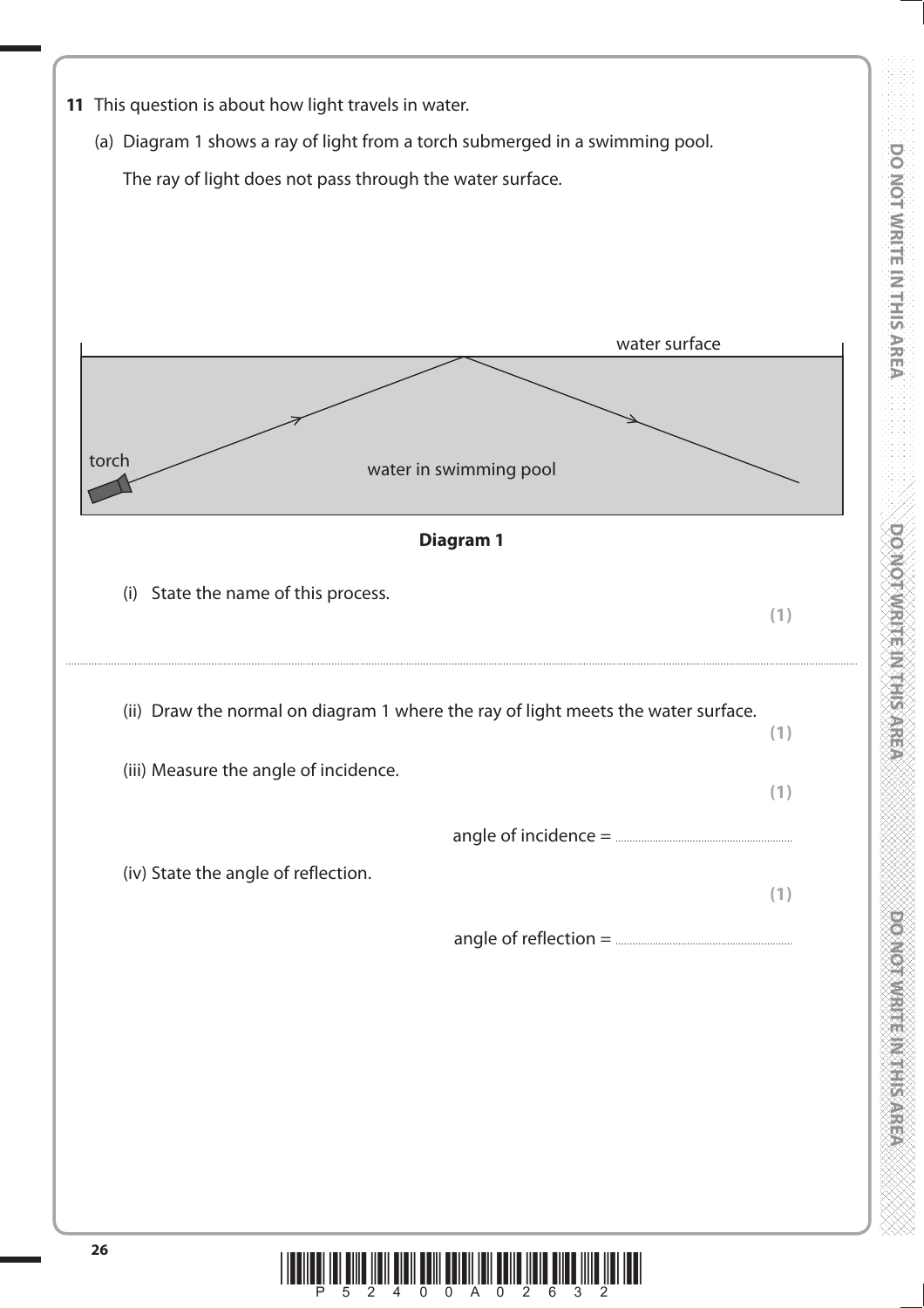**11** This question is about how light travels in water.

(a) Diagram 1 shows a ray of light from a torch submerged in a swimming pool.

The ray of light does not pass through the water surface.

water surface

torch

water in swimming pool

**Diagram 1**

(i) State the name of this process.
**(1)**

..............................................................................................................................................

(ii) Draw the normal on diagram 1 where the ray of light meets the water surface.
**(1)**

(iii) Measure the angle of incidence.
**(1)**

angle of incidence = ..............................

(iv) State the angle of reflection.
**(1)**

angle of reflection = ..............................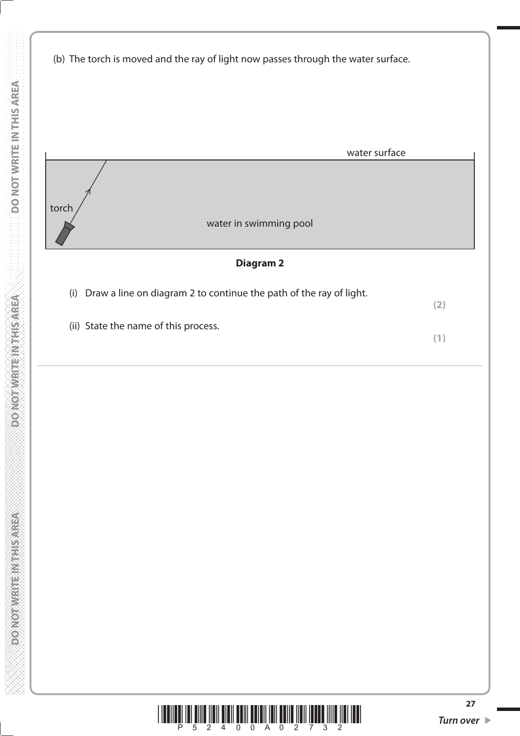(b) The torch is moved and the ray of light now passes through the water surface.

water surface

torch

water in swimming pool

**Diagram 2**

(i) Draw a line on diagram 2 to continue the path of the ray of light.

**(2)**

(ii) State the name of this process.

**(1)**

..................................................................................................................................................................................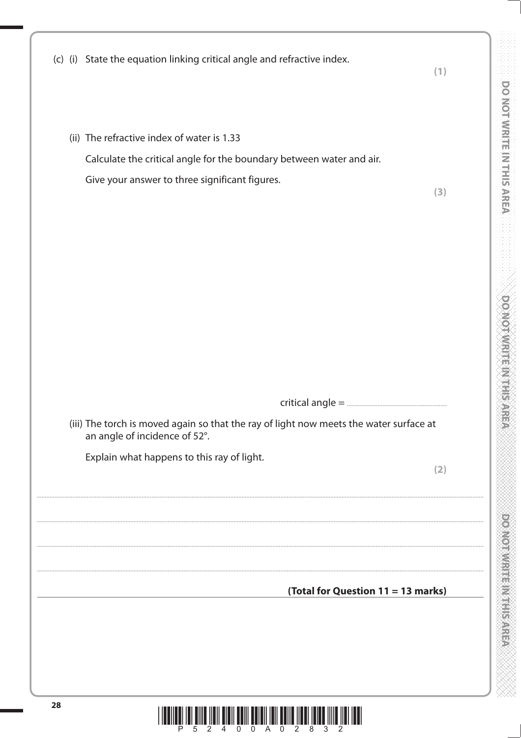(c) (i) State the equation linking critical angle and refractive index.

**(1)**

(ii) The refractive index of water is 1.33

Calculate the critical angle for the boundary between water and air.

Give your answer to three significant figures.

**(3)**

critical angle = ..............................

(iii) The torch is moved again so that the ray of light now meets the water surface at an angle of incidence of 52°.

Explain what happens to this ray of light.

**(2)**

.......................................................................................................................................................................

.......................................................................................................................................................................

.......................................................................................................................................................................

.......................................................................................................................................................................

**(Total for Question 11 = 13 marks)**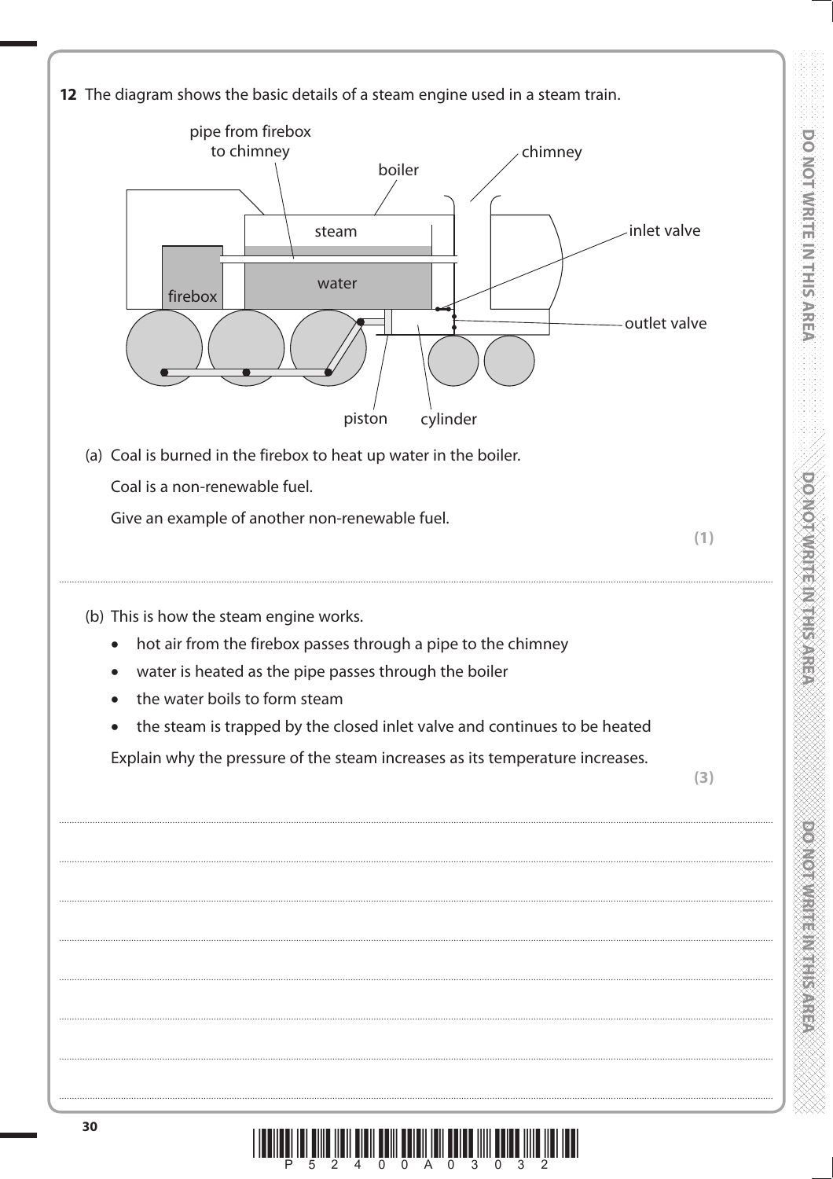**12** The diagram shows the basic details of a steam engine used in a steam train.

(a) Coal is burned in the firebox to heat up water in the boiler.

Coal is a non-renewable fuel.

Give an example of another non-renewable fuel.

**(1)**

.......................................................................................................................................................................................

(b) This is how the steam engine works.

- hot air from the firebox passes through a pipe to the chimney
- water is heated as the pipe passes through the boiler
- the water boils to form steam
- the steam is trapped by the closed inlet valve and continues to be heated

Explain why the pressure of the steam increases as its temperature increases.

**(3)**

.......................................................................................................................................................................................

.......................................................................................................................................................................................

.......................................................................................................................................................................................

.......................................................................................................................................................................................

.......................................................................................................................................................................................

.......................................................................................................................................................................................

.......................................................................................................................................................................................

.......................................................................................................................................................................................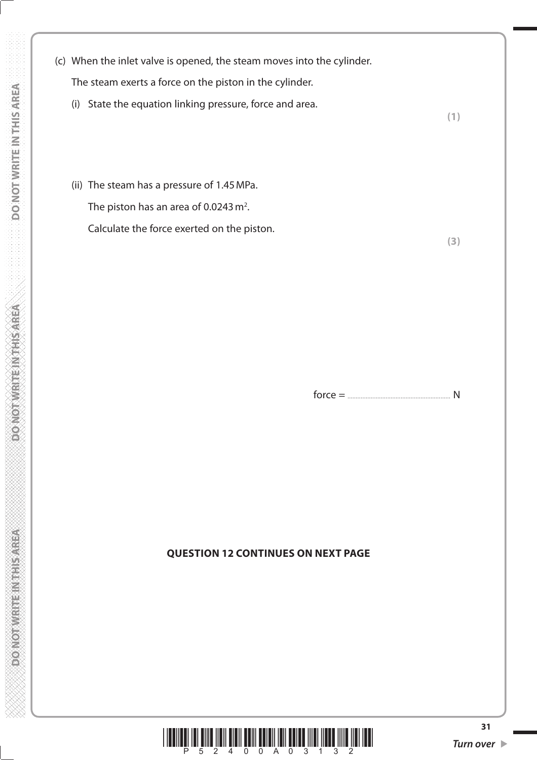(c) When the inlet valve is opened, the steam moves into the cylinder.

The steam exerts a force on the piston in the cylinder.

(i) State the equation linking pressure, force and area.

**(1)**

(ii) The steam has a pressure of 1.45 MPa.

The piston has an area of 0.0243 $m^2$.

Calculate the force exerted on the piston.

**(3)**

force = ........................................ N

**QUESTION 12 CONTINUES ON NEXT PAGE**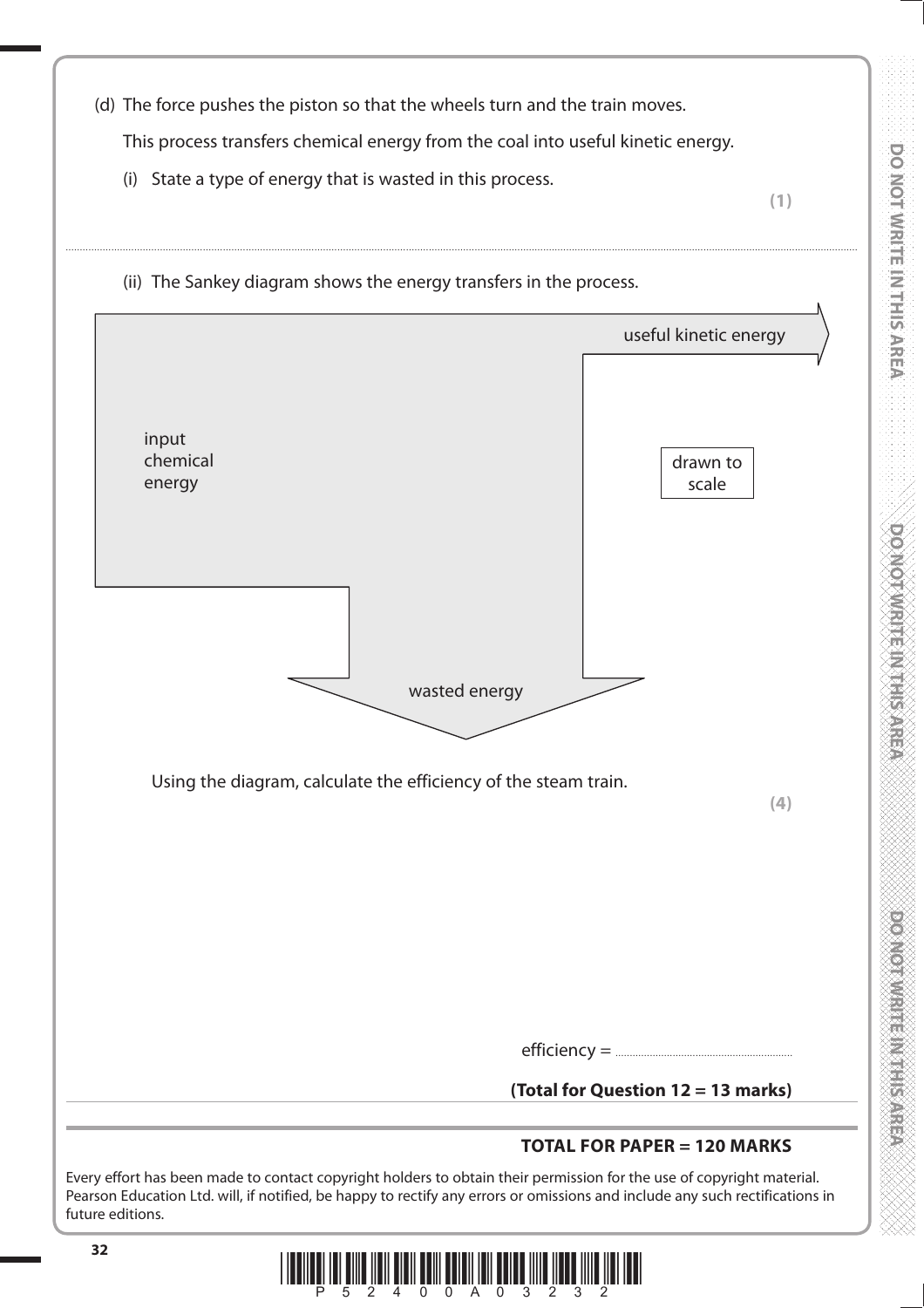(d) The force pushes the piston so that the wheels turn and the train moves.

This process transfers chemical energy from the coal into useful kinetic energy.

(i) State a type of energy that is wasted in this process.

**(1)**

.......................................................................................................................................................................................................................................................

(ii) The Sankey diagram shows the energy transfers in the process.

useful kinetic energy

input chemical energy

drawn to scale

wasted energy

Using the diagram, calculate the efficiency of the steam train.

**(4)**

efficiency = ..........................................................

**(Total for Question 12 = 13 marks)**

**TOTAL FOR PAPER = 120 MARKS**

Every effort has been made to contact copyright holders to obtain their permission for the use of copyright material. Pearson Education Ltd. will, if notified, be happy to rectify any errors or omissions and include any such rectifications in future editions.